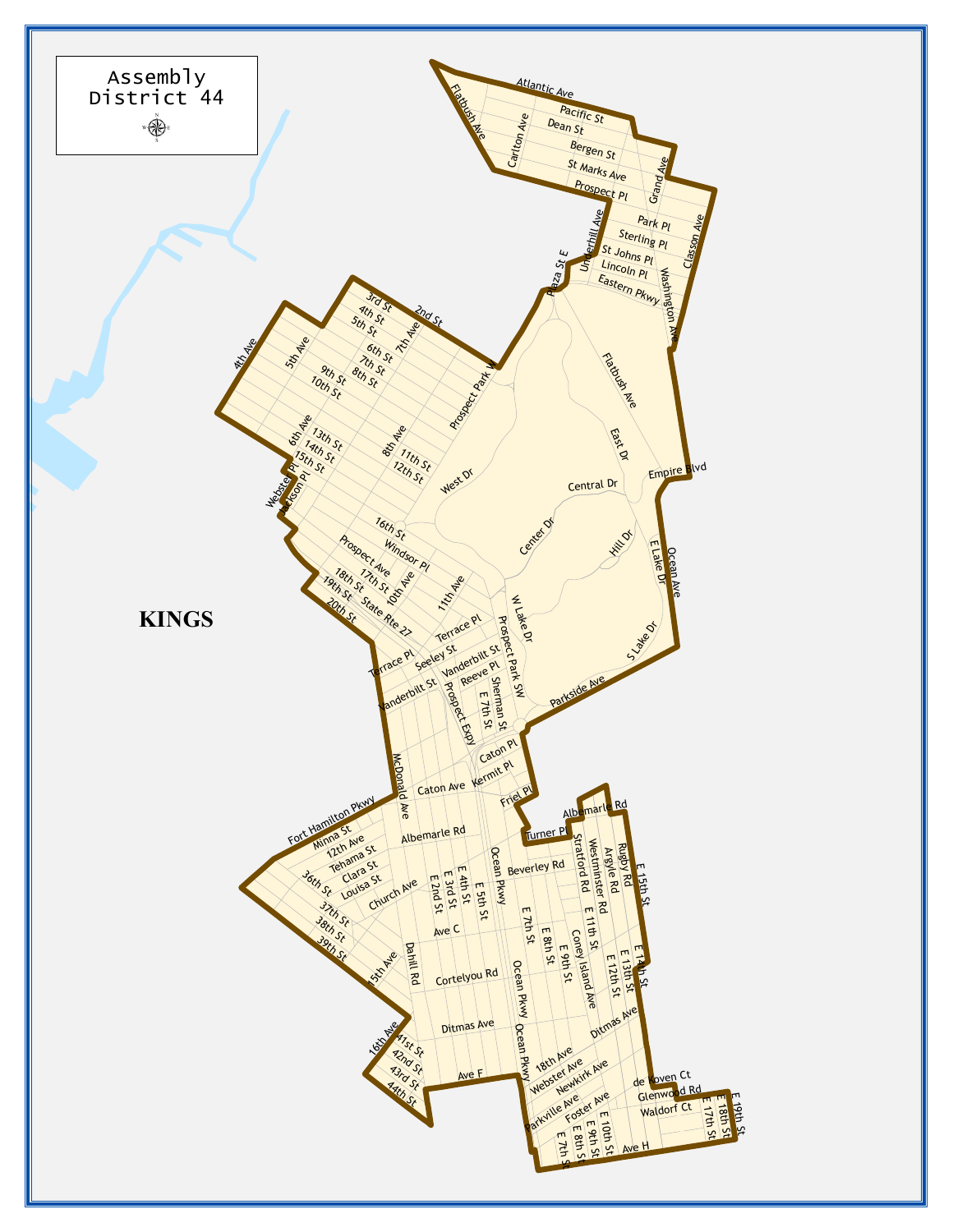# Assembly District 44

KINGS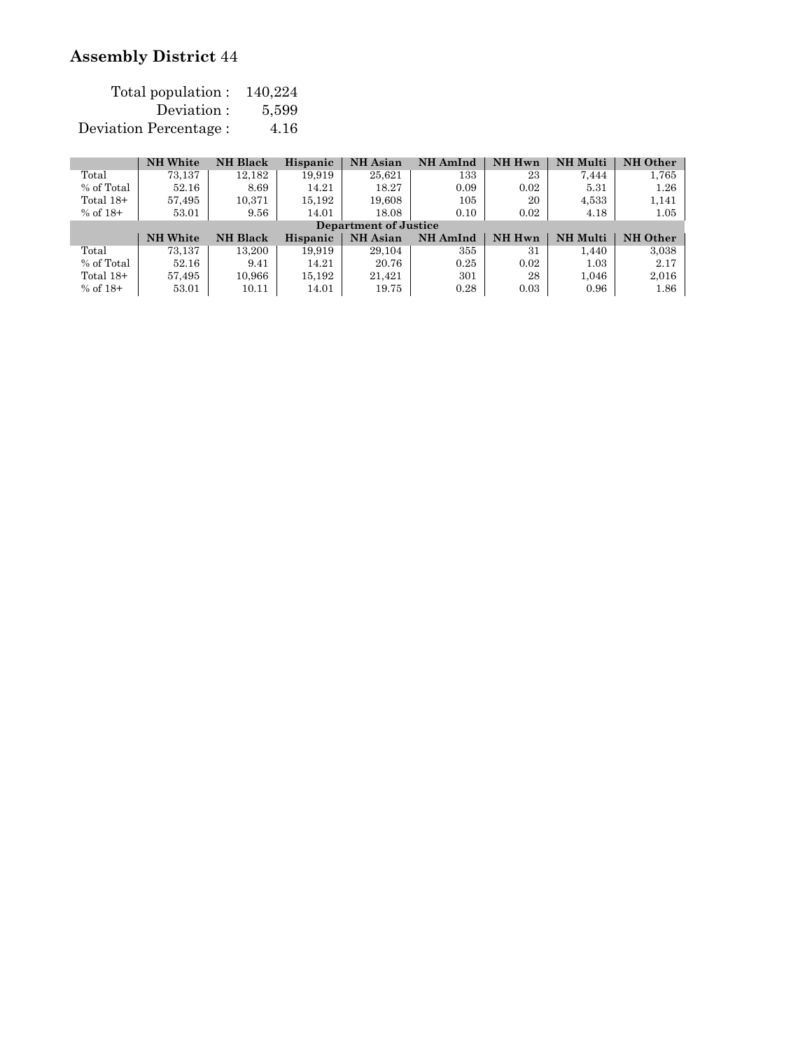**Assembly District** 44

Total population : 140,224
Deviation : 5,599
Deviation Percentage : 4.16

| | NH White | NH Black | Hispanic | NH Asian | NH AmInd | NH Hwn | NH Multi | NH Other |
|---|---|---|---|---|---|---|---|---|
| Total | 73,137 | 12,182 | 19,919 | 25,621 | 133 | 23 | 7,444 | 1,765 |
| % of Total | 52.16 | 8.69 | 14.21 | 18.27 | 0.09 | 0.02 | 5.31 | 1.26 |
| Total 18+ | 57,495 | 10,371 | 15,192 | 19,608 | 105 | 20 | 4,533 | 1,141 |
| % of 18+ | 53.01 | 9.56 | 14.01 | 18.08 | 0.10 | 0.02 | 4.18 | 1.05 |
| **Department of Justice** | | | | | | | | |
| | **NH White** | **NH Black** | **Hispanic** | **NH Asian** | **NH AmInd** | **NH Hwn** | **NH Multi** | **NH Other** |
| Total | 73,137 | 13,200 | 19,919 | 29,104 | 355 | 31 | 1,440 | 3,038 |
| % of Total | 52.16 | 9.41 | 14.21 | 20.76 | 0.25 | 0.02 | 1.03 | 2.17 |
| Total 18+ | 57,495 | 10,966 | 15,192 | 21,421 | 301 | 28 | 1,046 | 2,016 |
| % of 18+ | 53.01 | 10.11 | 14.01 | 19.75 | 0.28 | 0.03 | 0.96 | 1.86 |